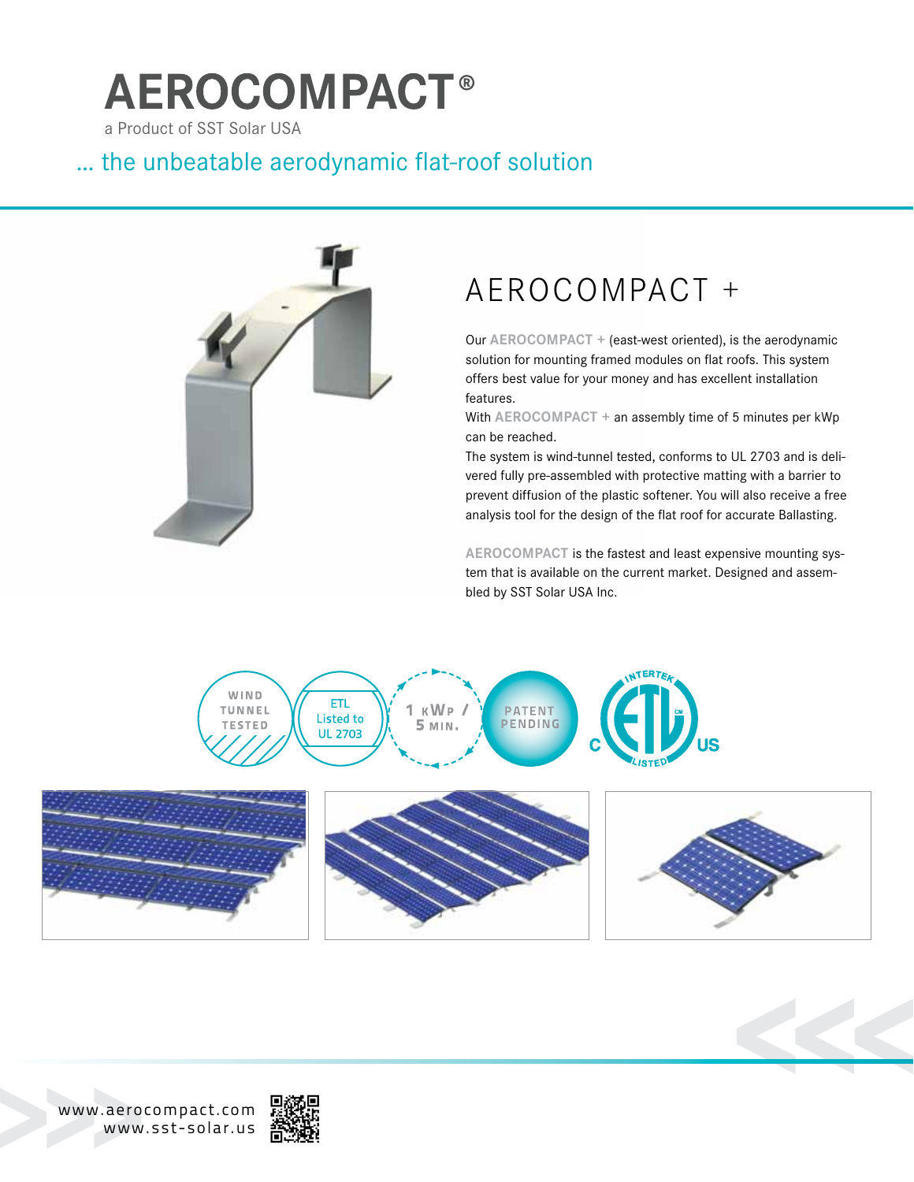# AEROCOMPACT®

a Product of SST Solar USA

... the unbeatable aerodynamic flat-roof solution

## AEROCOMPACT +

Our **AEROCOMPACT +** (east-west oriented), is the aerodynamic solution for mounting framed modules on flat roofs. This system offers best value for your money and has excellent installation features.

With **AEROCOMPACT +** an assembly time of 5 minutes per kWp can be reached.

The system is wind-tunnel tested, conforms to UL 2703 and is delivered fully pre-assembled with protective matting with a barrier to prevent diffusion of the plastic softener. You will also receive a free analysis tool for the design of the flat roof for accurate Ballasting.

**AEROCOMPACT** is the fastest and least expensive mounting system that is available on the current market. Designed and assembled by SST Solar USA Inc.

WIND TUNNEL TESTED

ETL Listed to UL 2703

1 kWp / 5 MIN.

PATENT PENDING

INTERTEK C ETL US LISTED

www.aerocompact.com
www.sst-solar.us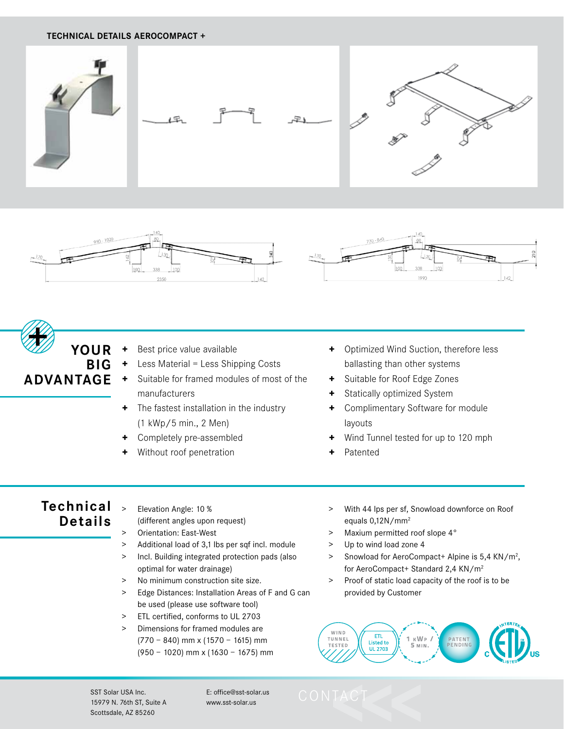## TECHNICAL DETAILS AEROCOMPACT +

950 - 1020
140
90
170
162
130
102
240
100
338
100
2350
142

770 - 840
140
90
170
130
130
102
210
100
338
100
1990
142

## YOUR BIG ADVANTAGE

- Best price value available
- Less Material = Less Shipping Costs
- Suitable for framed modules of most of the manufacturers
- The fastest installation in the industry (1 kWp/5 min., 2 Men)
- Completely pre-assembled
- Without roof penetration
- Optimized Wind Suction, therefore less ballasting than other systems
- Suitable for Roof Edge Zones
- Statically optimized System
- Complimentary Software for module layouts
- Wind Tunnel tested for up to 120 mph
- Patented

## Technical Details

> Elevation Angle: 10 % (different angles upon request)
> Orientation: East-West
> Additional load of 3,1 lbs per sqf incl. module
> Incl. Building integrated protection pads (also optimal for water drainage)
> No minimum construction site size.
> Edge Distances: Installation Areas of F and G can be used (please use software tool)
> ETL certified, conforms to UL 2703
> Dimensions for framed modules are (770 – 840) mm x (1570 – 1615) mm (950 – 1020) mm x (1630 – 1675) mm
> With 44 lps per sf, Snowload downforce on Roof equals 0,12N/mm²
> Maxium permitted roof slope 4°
> Up to wind load zone 4
> Snowload for AeroCompact+ Alpine is 5,4 KN/m², for AeroCompact+ Standard 2,4 KN/m²
> Proof of static load capacity of the roof is to be provided by Customer

WIND TUNNEL TESTED
ETL Listed to UL 2703
1 kWp / 5 MIN.
PATENT PENDING
INTERTEK C ETL US LISTED

SST Solar USA Inc.
15979 N. 76th ST, Suite A
Scottsdale, AZ 85260

E: office@sst-solar.us
www.sst-solar.us

CONTACT